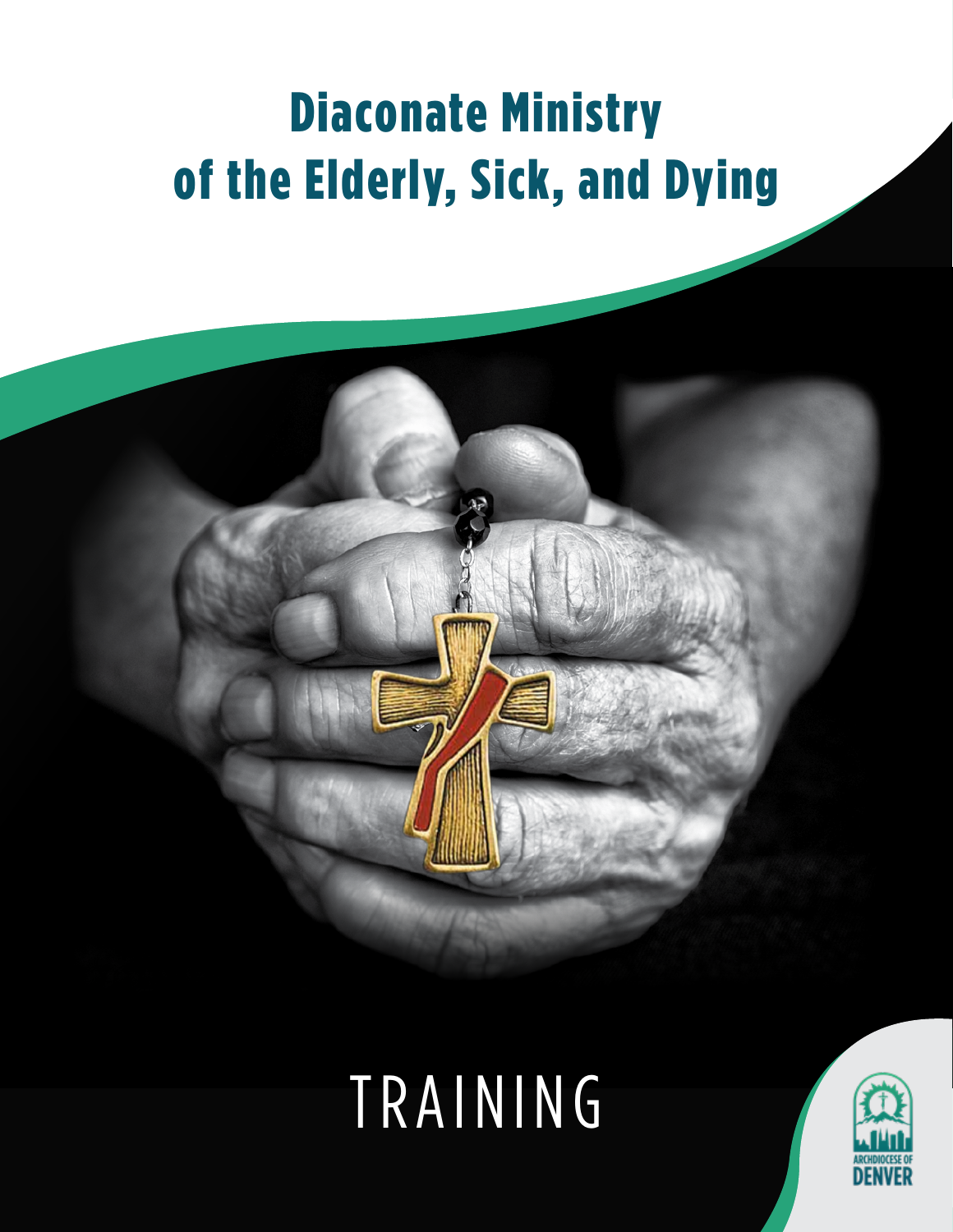# Diaconate Ministry of the Elderly, Sick, and Dying

TRAINING

ARCHDIOCESE OF DENVER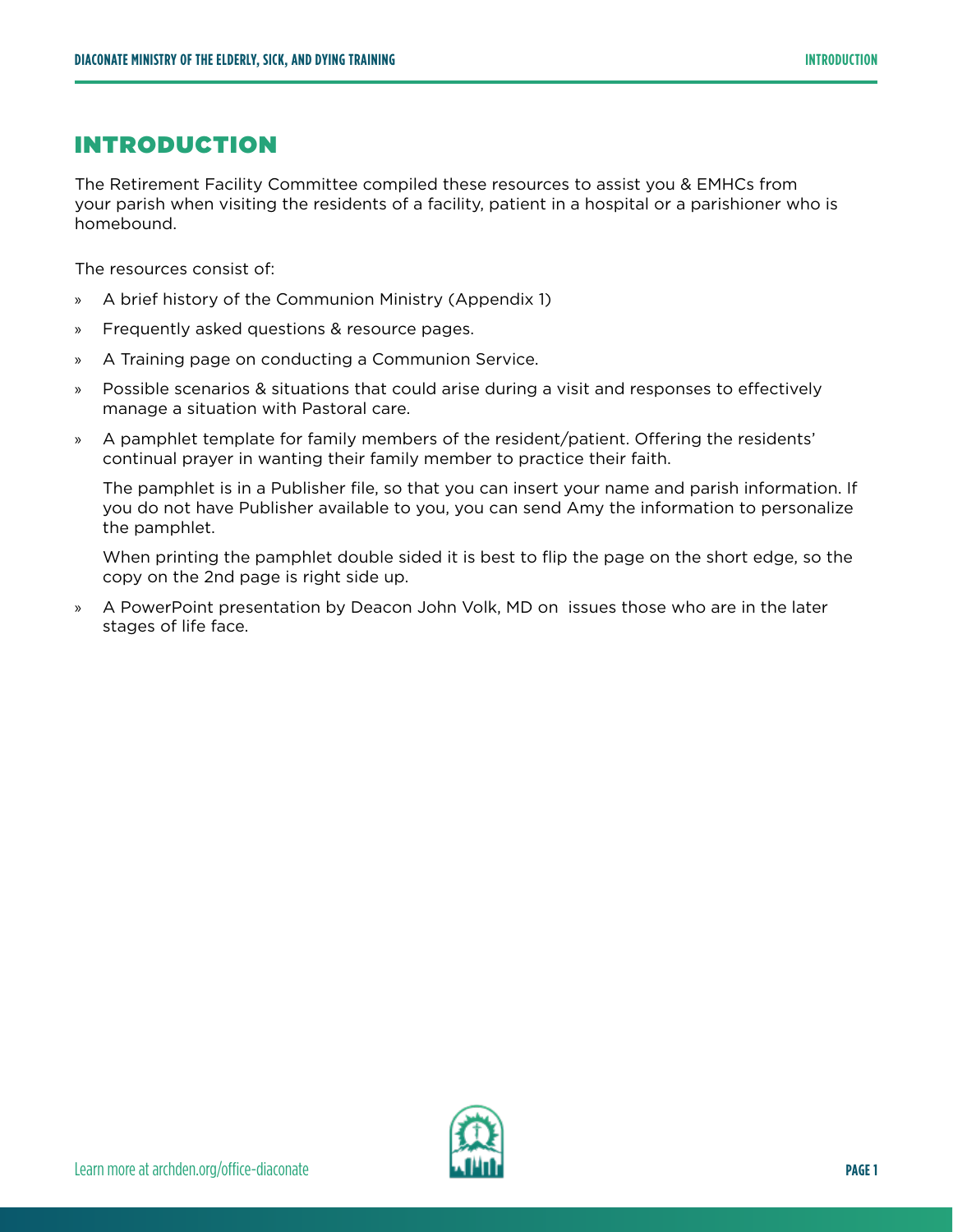# INTRODUCTION

The Retirement Facility Committee compiled these resources to assist you & EMHCs from your parish when visiting the residents of a facility, patient in a hospital or a parishioner who is homebound.

The resources consist of:

» A brief history of the Communion Ministry (Appendix 1)

» Frequently asked questions & resource pages.

» A Training page on conducting a Communion Service.

» Possible scenarios & situations that could arise during a visit and responses to effectively manage a situation with Pastoral care.

» A pamphlet template for family members of the resident/patient. Offering the residents' continual prayer in wanting their family member to practice their faith.

  The pamphlet is in a Publisher file, so that you can insert your name and parish information. If you do not have Publisher available to you, you can send Amy the information to personalize the pamphlet.

  When printing the pamphlet double sided it is best to flip the page on the short edge, so the copy on the 2nd page is right side up.

» A PowerPoint presentation by Deacon John Volk, MD on issues those who are in the later stages of life face.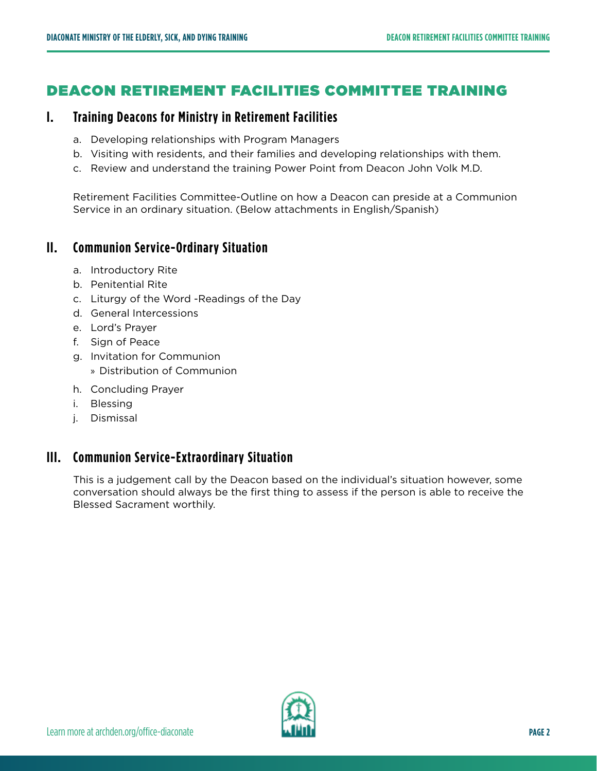# DEACON RETIREMENT FACILITIES COMMITTEE TRAINING

## I. Training Deacons for Ministry in Retirement Facilities

a. Developing relationships with Program Managers
b. Visiting with residents, and their families and developing relationships with them.
c. Review and understand the training Power Point from Deacon John Volk M.D.

Retirement Facilities Committee-Outline on how a Deacon can preside at a Communion Service in an ordinary situation. (Below attachments in English/Spanish)

## II. Communion Service-Ordinary Situation

a. Introductory Rite
b. Penitential Rite
c. Liturgy of the Word -Readings of the Day
d. General Intercessions
e. Lord's Prayer
f. Sign of Peace
g. Invitation for Communion
   » Distribution of Communion
h. Concluding Prayer
i. Blessing
j. Dismissal

## III. Communion Service-Extraordinary Situation

This is a judgement call by the Deacon based on the individual's situation however, some conversation should always be the first thing to assess if the person is able to receive the Blessed Sacrament worthily.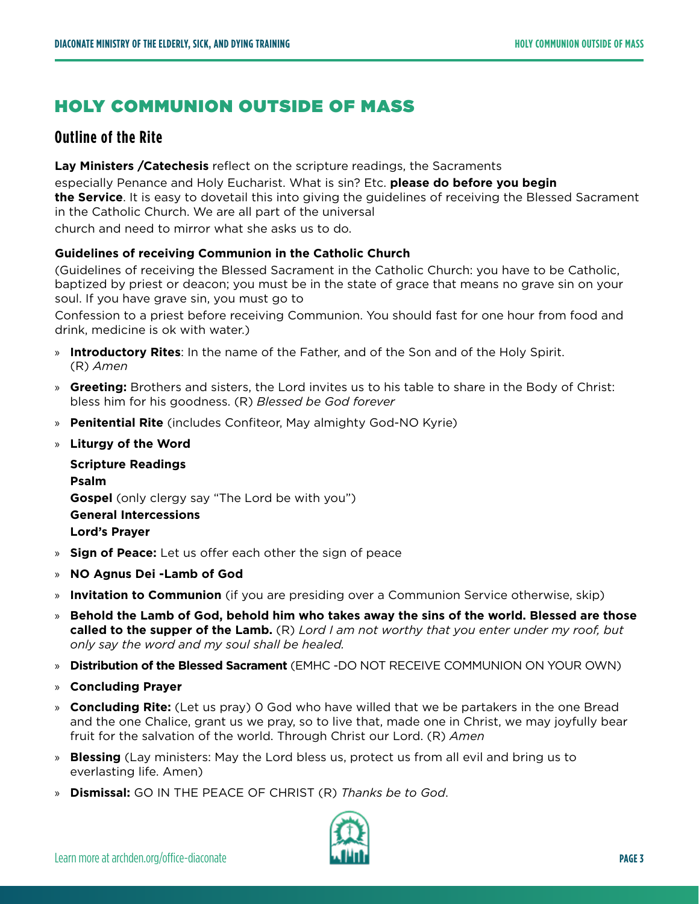# HOLY COMMUNION OUTSIDE OF MASS

## Outline of the Rite

**Lay Ministers /Catechesis** reflect on the scripture readings, the Sacraments especially Penance and Holy Eucharist. What is sin? Etc. **please do before you begin the Service**. It is easy to dovetail this into giving the guidelines of receiving the Blessed Sacrament in the Catholic Church. We are all part of the universal church and need to mirror what she asks us to do.

**Guidelines of receiving Communion in the Catholic Church**

(Guidelines of receiving the Blessed Sacrament in the Catholic Church: you have to be Catholic, baptized by priest or deacon; you must be in the state of grace that means no grave sin on your soul. If you have grave sin, you must go to Confession to a priest before receiving Communion. You should fast for one hour from food and drink, medicine is ok with water.)

- **Introductory Rites**: In the name of the Father, and of the Son and of the Holy Spirit. (R) *Amen*
- **Greeting:** Brothers and sisters, the Lord invites us to his table to share in the Body of Christ: bless him for his goodness. (R) *Blessed be God forever*
- **Penitential Rite** (includes Confiteor, May almighty God-NO Kyrie)
- **Liturgy of the Word**

  **Scripture Readings**
  **Psalm**
  **Gospel** (only clergy say "The Lord be with you")
  **General Intercessions**
  **Lord's Prayer**
- **Sign of Peace:** Let us offer each other the sign of peace
- **NO Agnus Dei -Lamb of God**
- **Invitation to Communion** (if you are presiding over a Communion Service otherwise, skip)
- **Behold the Lamb of God, behold him who takes away the sins of the world. Blessed are those called to the supper of the Lamb.** (R) *Lord I am not worthy that you enter under my roof, but only say the word and my soul shall be healed.*
- **Distribution of the Blessed Sacrament** (EMHC -DO NOT RECEIVE COMMUNION ON YOUR OWN)
- **Concluding Prayer**
- **Concluding Rite:** (Let us pray) O God who have willed that we be partakers in the one Bread and the one Chalice, grant us we pray, so to live that, made one in Christ, we may joyfully bear fruit for the salvation of the world. Through Christ our Lord. (R) *Amen*
- **Blessing** (Lay ministers: May the Lord bless us, protect us from all evil and bring us to everlasting life. Amen)
- **Dismissal:** GO IN THE PEACE OF CHRIST (R) *Thanks be to God*.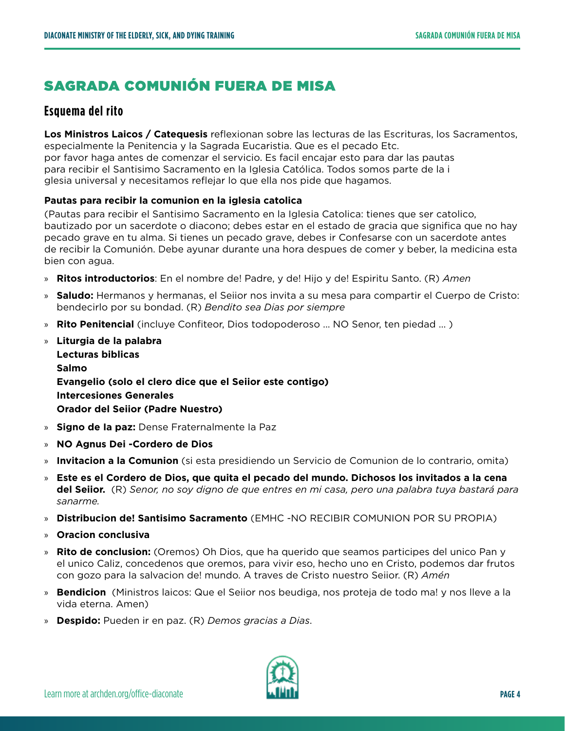# SAGRADA COMUNIÓN FUERA DE MISA

## Esquema del rito

**Los Ministros Laicos / Catequesis** reflexionan sobre las lecturas de las Escrituras, los Sacramentos, especialmente la Penitencia y la Sagrada Eucaristia. Que es el pecado Etc. por favor haga antes de comenzar el servicio. Es facil encajar esto para dar las pautas para recibir el Santisimo Sacramento en la Iglesia Católica. Todos somos parte de la i glesia universal y necesitamos reflejar lo que ella nos pide que hagamos.

**Pautas para recibir la comunion en la iglesia catolica**

(Pautas para recibir el Santisimo Sacramento en la Iglesia Catolica: tienes que ser catolico, bautizado por un sacerdote o diacono; debes estar en el estado de gracia que significa que no hay pecado grave en tu alma. Si tienes un pecado grave, debes ir Confesarse con un sacerdote antes de recibir la Comunión. Debe ayunar durante una hora despues de comer y beber, la medicina esta bien con agua.

- **Ritos introductorios**: En el nombre de! Padre, y de! Hijo y de! Espiritu Santo. (R) *Amen*
- **Saludo:** Hermanos y hermanas, el Seiior nos invita a su mesa para compartir el Cuerpo de Cristo: bendecirlo por su bondad. (R) *Bendito sea Dias por siempre*
- **Rito Penitencial** (incluye Confiteor, Dios todopoderoso ... NO Senor, ten piedad ... )
- **Liturgia de la palabra**
  **Lecturas biblicas**
  **Salmo**
  **Evangelio (solo el clero dice que el Seiior este contigo)**
  **Intercesiones Generales**
  **Orador del Seiior (Padre Nuestro)**
- **Signo de la paz:** Dense Fraternalmente la Paz
- **NO Agnus Dei -Cordero de Dios**
- **Invitacion a la Comunion** (si esta presidiendo un Servicio de Comunion de lo contrario, omita)
- **Este es el Cordero de Dios, que quita el pecado del mundo. Dichosos los invitados a la cena del Seiior.** (R) *Senor, no soy digno de que entres en mi casa, pero una palabra tuya bastará para sanarme.*
- **Distribucion de! Santisimo Sacramento** (EMHC -NO RECIBIR COMUNION POR SU PROPIA)
- **Oracion conclusiva**
- **Rito de conclusion:** (Oremos) Oh Dios, que ha querido que seamos participes del unico Pan y el unico Caliz, concedenos que oremos, para vivir eso, hecho uno en Cristo, podemos dar frutos con gozo para la salvacion de! mundo. A traves de Cristo nuestro Seiior. (R) *Amén*
- **Bendicion** (Ministros laicos: Que el Seiior nos beudiga, nos proteja de todo ma! y nos lleve a la vida eterna. Amen)
- **Despido:** Pueden ir en paz. (R) *Demos gracias a Dias*.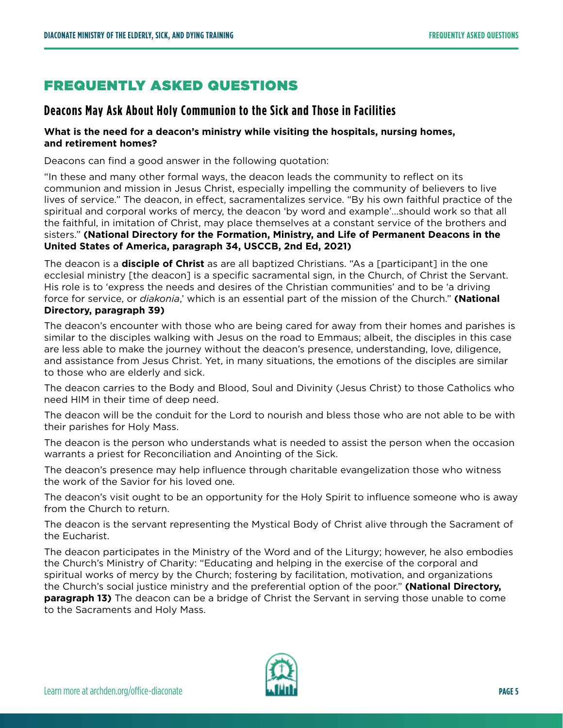# FREQUENTLY ASKED QUESTIONS

## Deacons May Ask About Holy Communion to the Sick and Those in Facilities

**What is the need for a deacon's ministry while visiting the hospitals, nursing homes, and retirement homes?**

Deacons can find a good answer in the following quotation:

"In these and many other formal ways, the deacon leads the community to reflect on its communion and mission in Jesus Christ, especially impelling the community of believers to live lives of service." The deacon, in effect, sacramentalizes service. "By his own faithful practice of the spiritual and corporal works of mercy, the deacon 'by word and example'…should work so that all the faithful, in imitation of Christ, may place themselves at a constant service of the brothers and sisters." **(National Directory for the Formation, Ministry, and Life of Permanent Deacons in the United States of America, paragraph 34, USCCB, 2nd Ed, 2021)**

The deacon is a **disciple of Christ** as are all baptized Christians. "As a [participant] in the one ecclesial ministry [the deacon] is a specific sacramental sign, in the Church, of Christ the Servant. His role is to 'express the needs and desires of the Christian communities' and to be 'a driving force for service, or *diakonia*,' which is an essential part of the mission of the Church." **(National Directory, paragraph 39)**

The deacon's encounter with those who are being cared for away from their homes and parishes is similar to the disciples walking with Jesus on the road to Emmaus; albeit, the disciples in this case are less able to make the journey without the deacon's presence, understanding, love, diligence, and assistance from Jesus Christ. Yet, in many situations, the emotions of the disciples are similar to those who are elderly and sick.

The deacon carries to the Body and Blood, Soul and Divinity (Jesus Christ) to those Catholics who need HIM in their time of deep need.

The deacon will be the conduit for the Lord to nourish and bless those who are not able to be with their parishes for Holy Mass.

The deacon is the person who understands what is needed to assist the person when the occasion warrants a priest for Reconciliation and Anointing of the Sick.

The deacon's presence may help influence through charitable evangelization those who witness the work of the Savior for his loved one.

The deacon's visit ought to be an opportunity for the Holy Spirit to influence someone who is away from the Church to return.

The deacon is the servant representing the Mystical Body of Christ alive through the Sacrament of the Eucharist.

The deacon participates in the Ministry of the Word and of the Liturgy; however, he also embodies the Church's Ministry of Charity: "Educating and helping in the exercise of the corporal and spiritual works of mercy by the Church; fostering by facilitation, motivation, and organizations the Church's social justice ministry and the preferential option of the poor." **(National Directory, paragraph 13)** The deacon can be a bridge of Christ the Servant in serving those unable to come to the Sacraments and Holy Mass.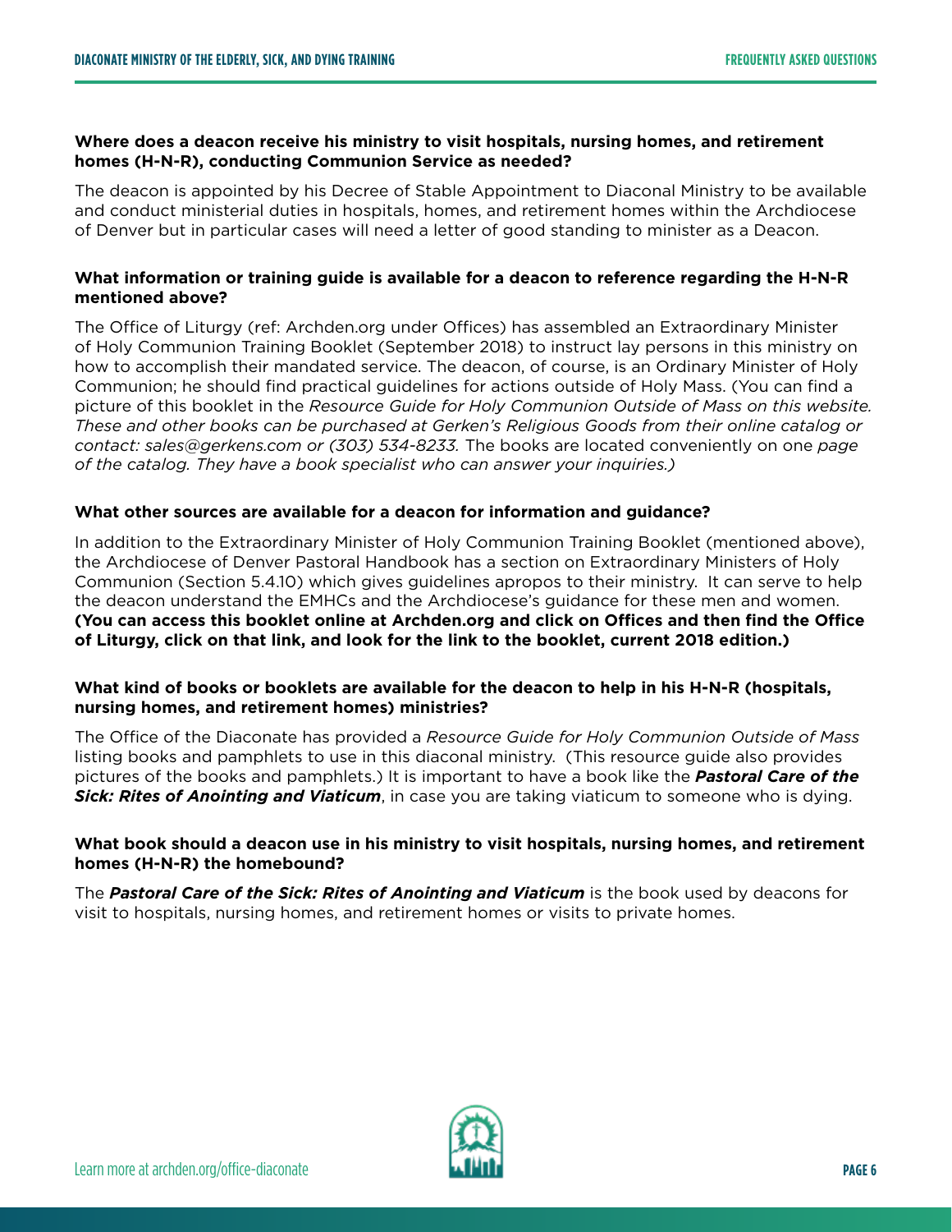**Where does a deacon receive his ministry to visit hospitals, nursing homes, and retirement homes (H-N-R), conducting Communion Service as needed?**

The deacon is appointed by his Decree of Stable Appointment to Diaconal Ministry to be available and conduct ministerial duties in hospitals, homes, and retirement homes within the Archdiocese of Denver but in particular cases will need a letter of good standing to minister as a Deacon.

**What information or training guide is available for a deacon to reference regarding the H-N-R mentioned above?**

The Office of Liturgy (ref: Archden.org under Offices) has assembled an Extraordinary Minister of Holy Communion Training Booklet (September 2018) to instruct lay persons in this ministry on how to accomplish their mandated service. The deacon, of course, is an Ordinary Minister of Holy Communion; he should find practical guidelines for actions outside of Holy Mass. (You can find a picture of this booklet in the *Resource Guide for Holy Communion Outside of Mass on this website. These and other books can be purchased at Gerken's Religious Goods from their online catalog or contact: sales@gerkens.com or (303) 534-8233.* The books are located conveniently on one *page of the catalog. They have a book specialist who can answer your inquiries.)*

**What other sources are available for a deacon for information and guidance?**

In addition to the Extraordinary Minister of Holy Communion Training Booklet (mentioned above), the Archdiocese of Denver Pastoral Handbook has a section on Extraordinary Ministers of Holy Communion (Section 5.4.10) which gives guidelines apropos to their ministry. It can serve to help the deacon understand the EMHCs and the Archdiocese's guidance for these men and women. **(You can access this booklet online at Archden.org and click on Offices and then find the Office of Liturgy, click on that link, and look for the link to the booklet, current 2018 edition.)**

**What kind of books or booklets are available for the deacon to help in his H-N-R (hospitals, nursing homes, and retirement homes) ministries?**

The Office of the Diaconate has provided a *Resource Guide for Holy Communion Outside of Mass* listing books and pamphlets to use in this diaconal ministry. (This resource guide also provides pictures of the books and pamphlets.) It is important to have a book like the ***Pastoral Care of the Sick: Rites of Anointing and Viaticum***, in case you are taking viaticum to someone who is dying.

**What book should a deacon use in his ministry to visit hospitals, nursing homes, and retirement homes (H-N-R) the homebound?**

The ***Pastoral Care of the Sick: Rites of Anointing and Viaticum*** is the book used by deacons for visit to hospitals, nursing homes, and retirement homes or visits to private homes.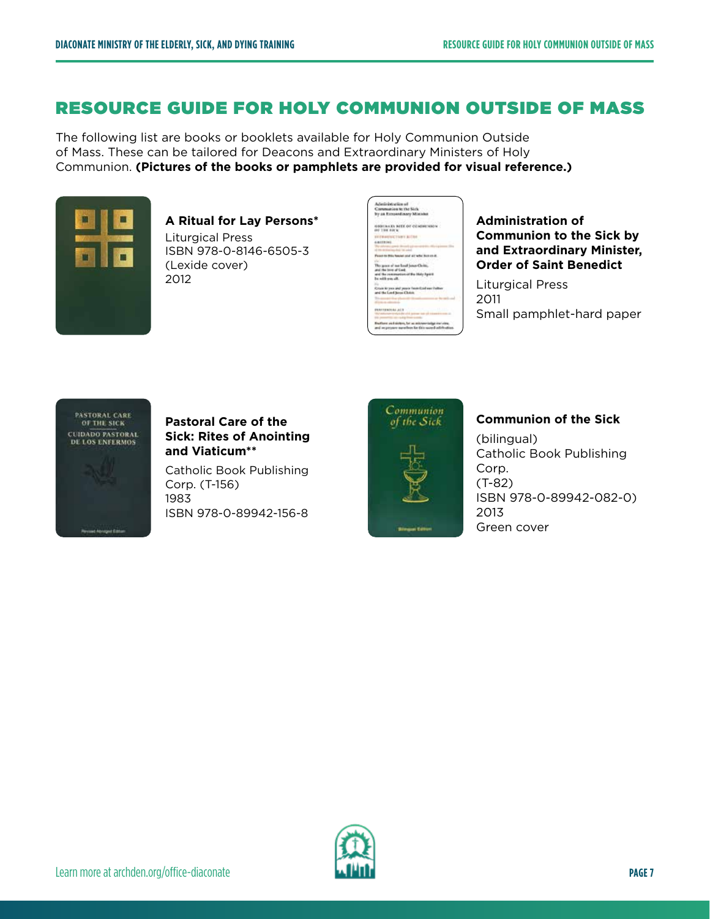# RESOURCE GUIDE FOR HOLY COMMUNION OUTSIDE OF MASS

The following list are books or booklets available for Holy Communion Outside of Mass. These can be tailored for Deacons and Extraordinary Ministers of Holy Communion. **(Pictures of the books or pamphlets are provided for visual reference.)**

**A Ritual for Lay Persons***
Liturgical Press
ISBN 978-0-8146-6505-3
(Lexide cover)
2012

**Administration of Communion to the Sick by and Extraordinary Minister, Order of Saint Benedict**
Liturgical Press
2011
Small pamphlet-hard paper

**Pastoral Care of the Sick: Rites of Anointing and Viaticum****
Catholic Book Publishing Corp. (T-156)
1983
ISBN 978-0-89942-156-8

**Communion of the Sick**
(bilingual)
Catholic Book Publishing Corp.
(T-82)
ISBN 978-0-89942-082-0)
2013
Green cover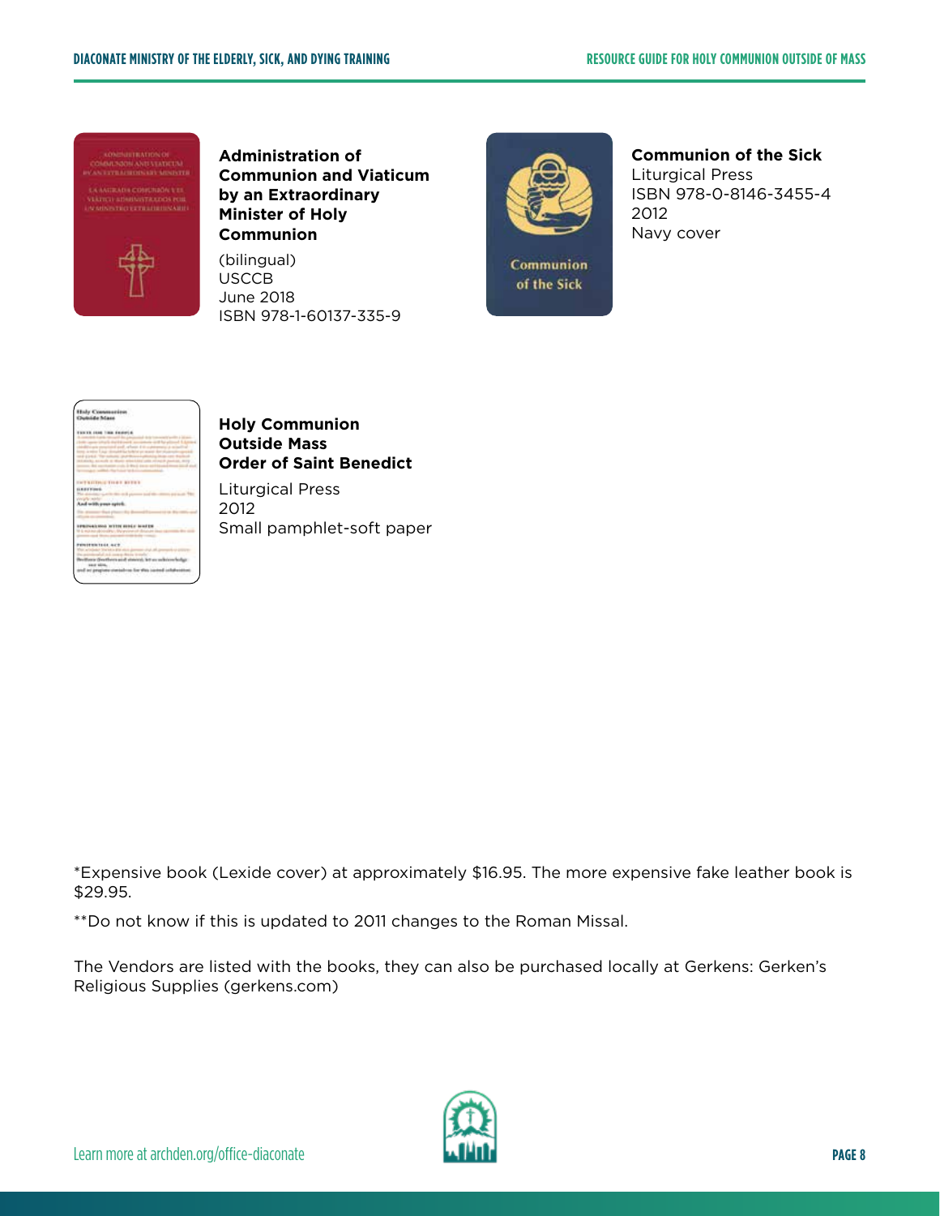**Administration of Communion and Viaticum by an Extraordinary Minister of Holy Communion**

(bilingual)
USCCB
June 2018
ISBN 978-1-60137-335-9

**Communion of the Sick**

Liturgical Press
ISBN 978-0-8146-3455-4
2012
Navy cover

**Holy Communion Outside Mass Order of Saint Benedict**

Liturgical Press
2012
Small pamphlet-soft paper

*Expensive book (Lexide cover) at approximately $16.95. The more expensive fake leather book is $29.95.

**Do not know if this is updated to 2011 changes to the Roman Missal.

The Vendors are listed with the books, they can also be purchased locally at Gerkens: Gerken's Religious Supplies (gerkens.com)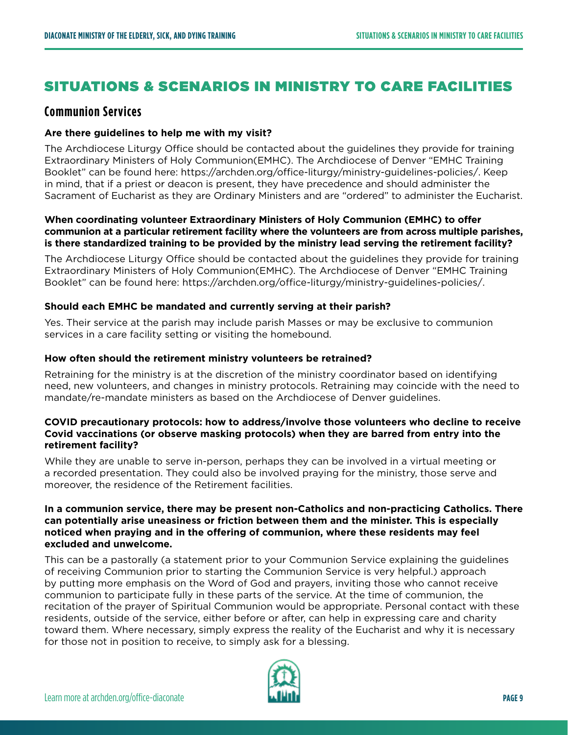# SITUATIONS & SCENARIOS IN MINISTRY TO CARE FACILITIES

## Communion Services

**Are there guidelines to help me with my visit?**

The Archdiocese Liturgy Office should be contacted about the guidelines they provide for training Extraordinary Ministers of Holy Communion(EMHC). The Archdiocese of Denver "EMHC Training Booklet" can be found here: https://archden.org/office-liturgy/ministry-guidelines-policies/. Keep in mind, that if a priest or deacon is present, they have precedence and should administer the Sacrament of Eucharist as they are Ordinary Ministers and are "ordered" to administer the Eucharist.

**When coordinating volunteer Extraordinary Ministers of Holy Communion (EMHC) to offer communion at a particular retirement facility where the volunteers are from across multiple parishes, is there standardized training to be provided by the ministry lead serving the retirement facility?**

The Archdiocese Liturgy Office should be contacted about the guidelines they provide for training Extraordinary Ministers of Holy Communion(EMHC). The Archdiocese of Denver "EMHC Training Booklet" can be found here: https://archden.org/office-liturgy/ministry-guidelines-policies/.

**Should each EMHC be mandated and currently serving at their parish?**

Yes. Their service at the parish may include parish Masses or may be exclusive to communion services in a care facility setting or visiting the homebound.

**How often should the retirement ministry volunteers be retrained?**

Retraining for the ministry is at the discretion of the ministry coordinator based on identifying need, new volunteers, and changes in ministry protocols. Retraining may coincide with the need to mandate/re-mandate ministers as based on the Archdiocese of Denver guidelines.

**COVID precautionary protocols: how to address/involve those volunteers who decline to receive Covid vaccinations (or observe masking protocols) when they are barred from entry into the retirement facility?**

While they are unable to serve in-person, perhaps they can be involved in a virtual meeting or a recorded presentation. They could also be involved praying for the ministry, those serve and moreover, the residence of the Retirement facilities.

**In a communion service, there may be present non-Catholics and non-practicing Catholics. There can potentially arise uneasiness or friction between them and the minister. This is especially noticed when praying and in the offering of communion, where these residents may feel excluded and unwelcome.**

This can be a pastorally (a statement prior to your Communion Service explaining the guidelines of receiving Communion prior to starting the Communion Service is very helpful.) approach by putting more emphasis on the Word of God and prayers, inviting those who cannot receive communion to participate fully in these parts of the service. At the time of communion, the recitation of the prayer of Spiritual Communion would be appropriate. Personal contact with these residents, outside of the service, either before or after, can help in expressing care and charity toward them. Where necessary, simply express the reality of the Eucharist and why it is necessary for those not in position to receive, to simply ask for a blessing.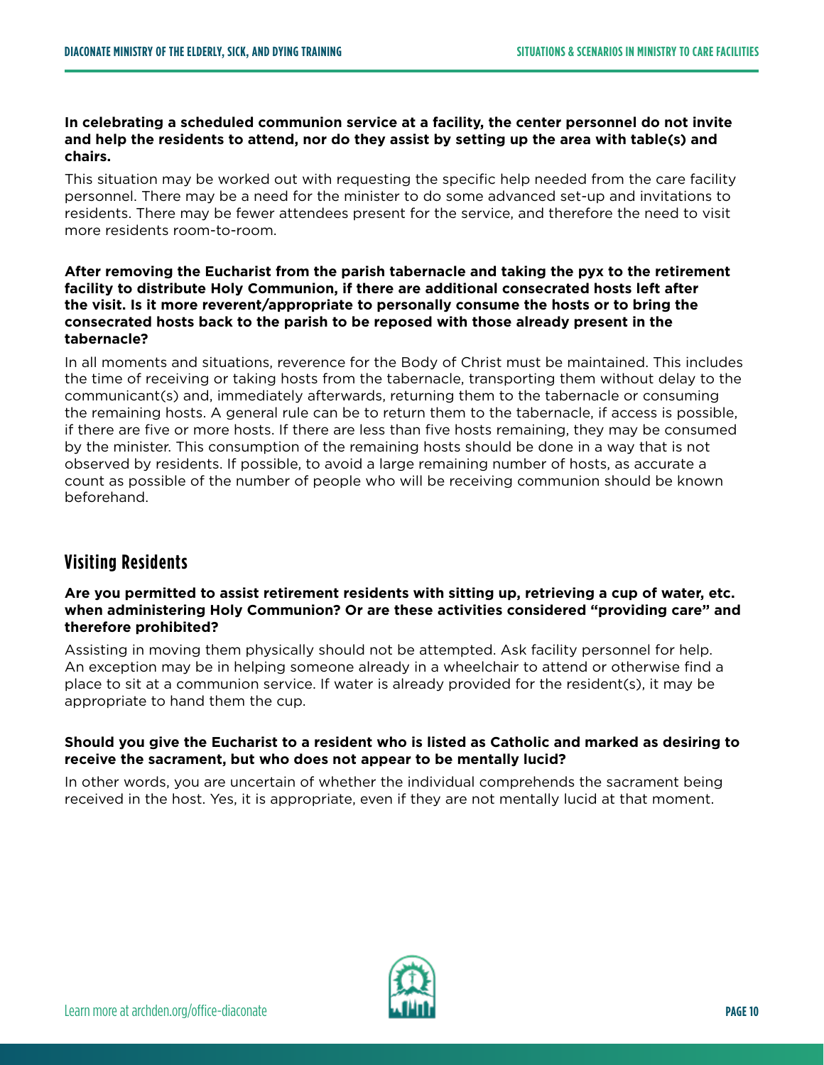**In celebrating a scheduled communion service at a facility, the center personnel do not invite and help the residents to attend, nor do they assist by setting up the area with table(s) and chairs.**

This situation may be worked out with requesting the specific help needed from the care facility personnel. There may be a need for the minister to do some advanced set-up and invitations to residents. There may be fewer attendees present for the service, and therefore the need to visit more residents room-to-room.

**After removing the Eucharist from the parish tabernacle and taking the pyx to the retirement facility to distribute Holy Communion, if there are additional consecrated hosts left after the visit. Is it more reverent/appropriate to personally consume the hosts or to bring the consecrated hosts back to the parish to be reposed with those already present in the tabernacle?**

In all moments and situations, reverence for the Body of Christ must be maintained. This includes the time of receiving or taking hosts from the tabernacle, transporting them without delay to the communicant(s) and, immediately afterwards, returning them to the tabernacle or consuming the remaining hosts. A general rule can be to return them to the tabernacle, if access is possible, if there are five or more hosts. If there are less than five hosts remaining, they may be consumed by the minister. This consumption of the remaining hosts should be done in a way that is not observed by residents. If possible, to avoid a large remaining number of hosts, as accurate a count as possible of the number of people who will be receiving communion should be known beforehand.

## Visiting Residents

**Are you permitted to assist retirement residents with sitting up, retrieving a cup of water, etc. when administering Holy Communion? Or are these activities considered "providing care" and therefore prohibited?**

Assisting in moving them physically should not be attempted. Ask facility personnel for help. An exception may be in helping someone already in a wheelchair to attend or otherwise find a place to sit at a communion service. If water is already provided for the resident(s), it may be appropriate to hand them the cup.

**Should you give the Eucharist to a resident who is listed as Catholic and marked as desiring to receive the sacrament, but who does not appear to be mentally lucid?**

In other words, you are uncertain of whether the individual comprehends the sacrament being received in the host. Yes, it is appropriate, even if they are not mentally lucid at that moment.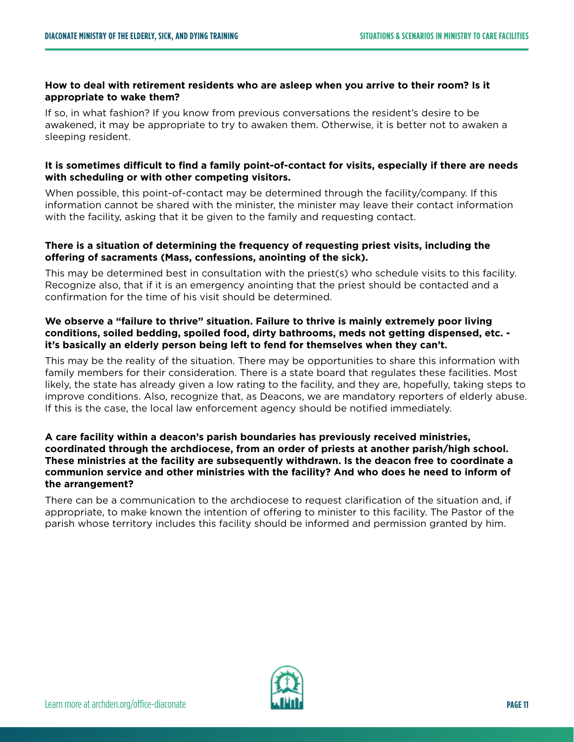**How to deal with retirement residents who are asleep when you arrive to their room? Is it appropriate to wake them?**

If so, in what fashion? If you know from previous conversations the resident's desire to be awakened, it may be appropriate to try to awaken them. Otherwise, it is better not to awaken a sleeping resident.

**It is sometimes difficult to find a family point-of-contact for visits, especially if there are needs with scheduling or with other competing visitors.**

When possible, this point-of-contact may be determined through the facility/company. If this information cannot be shared with the minister, the minister may leave their contact information with the facility, asking that it be given to the family and requesting contact.

**There is a situation of determining the frequency of requesting priest visits, including the offering of sacraments (Mass, confessions, anointing of the sick).**

This may be determined best in consultation with the priest(s) who schedule visits to this facility. Recognize also, that if it is an emergency anointing that the priest should be contacted and a confirmation for the time of his visit should be determined.

**We observe a "failure to thrive" situation. Failure to thrive is mainly extremely poor living conditions, soiled bedding, spoiled food, dirty bathrooms, meds not getting dispensed, etc. - it's basically an elderly person being left to fend for themselves when they can't.**

This may be the reality of the situation. There may be opportunities to share this information with family members for their consideration. There is a state board that regulates these facilities. Most likely, the state has already given a low rating to the facility, and they are, hopefully, taking steps to improve conditions. Also, recognize that, as Deacons, we are mandatory reporters of elderly abuse. If this is the case, the local law enforcement agency should be notified immediately.

**A care facility within a deacon's parish boundaries has previously received ministries, coordinated through the archdiocese, from an order of priests at another parish/high school. These ministries at the facility are subsequently withdrawn. Is the deacon free to coordinate a communion service and other ministries with the facility? And who does he need to inform of the arrangement?**

There can be a communication to the archdiocese to request clarification of the situation and, if appropriate, to make known the intention of offering to minister to this facility. The Pastor of the parish whose territory includes this facility should be informed and permission granted by him.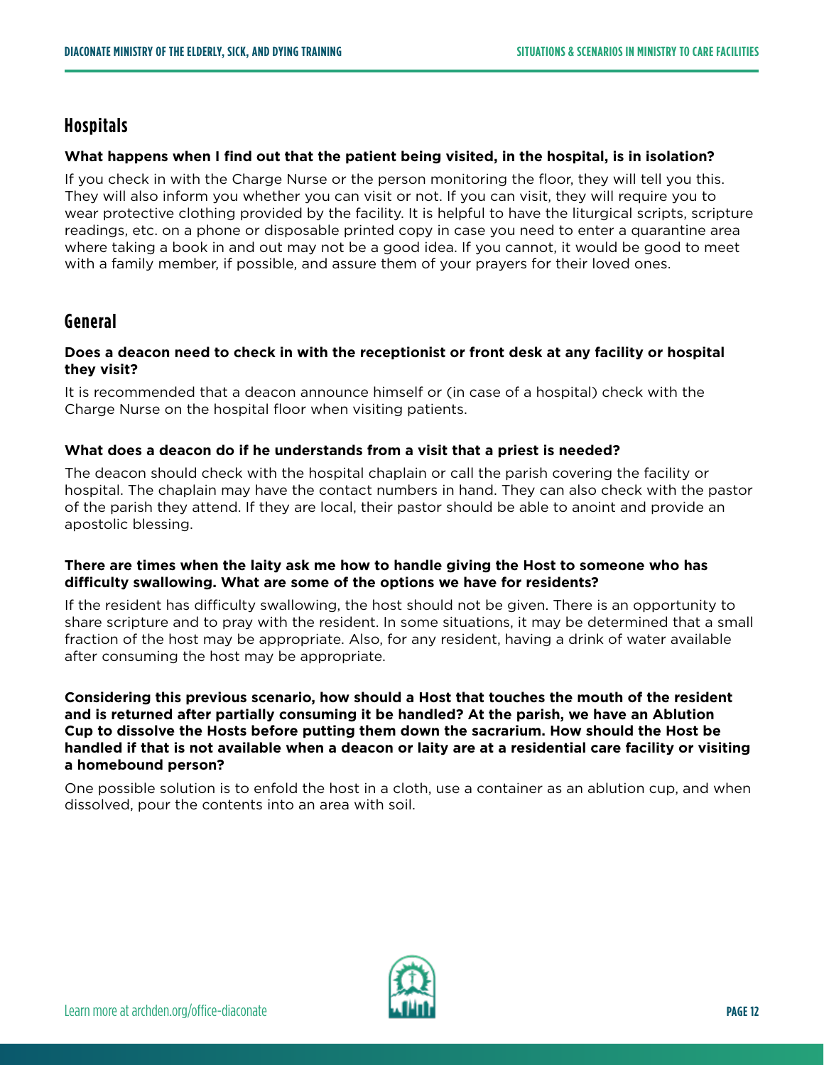## Hospitals

**What happens when I find out that the patient being visited, in the hospital, is in isolation?**

If you check in with the Charge Nurse or the person monitoring the floor, they will tell you this. They will also inform you whether you can visit or not. If you can visit, they will require you to wear protective clothing provided by the facility. It is helpful to have the liturgical scripts, scripture readings, etc. on a phone or disposable printed copy in case you need to enter a quarantine area where taking a book in and out may not be a good idea. If you cannot, it would be good to meet with a family member, if possible, and assure them of your prayers for their loved ones.

## General

**Does a deacon need to check in with the receptionist or front desk at any facility or hospital they visit?**

It is recommended that a deacon announce himself or (in case of a hospital) check with the Charge Nurse on the hospital floor when visiting patients.

**What does a deacon do if he understands from a visit that a priest is needed?**

The deacon should check with the hospital chaplain or call the parish covering the facility or hospital. The chaplain may have the contact numbers in hand. They can also check with the pastor of the parish they attend. If they are local, their pastor should be able to anoint and provide an apostolic blessing.

**There are times when the laity ask me how to handle giving the Host to someone who has difficulty swallowing. What are some of the options we have for residents?**

If the resident has difficulty swallowing, the host should not be given. There is an opportunity to share scripture and to pray with the resident. In some situations, it may be determined that a small fraction of the host may be appropriate. Also, for any resident, having a drink of water available after consuming the host may be appropriate.

**Considering this previous scenario, how should a Host that touches the mouth of the resident and is returned after partially consuming it be handled? At the parish, we have an Ablution Cup to dissolve the Hosts before putting them down the sacrarium. How should the Host be handled if that is not available when a deacon or laity are at a residential care facility or visiting a homebound person?**

One possible solution is to enfold the host in a cloth, use a container as an ablution cup, and when dissolved, pour the contents into an area with soil.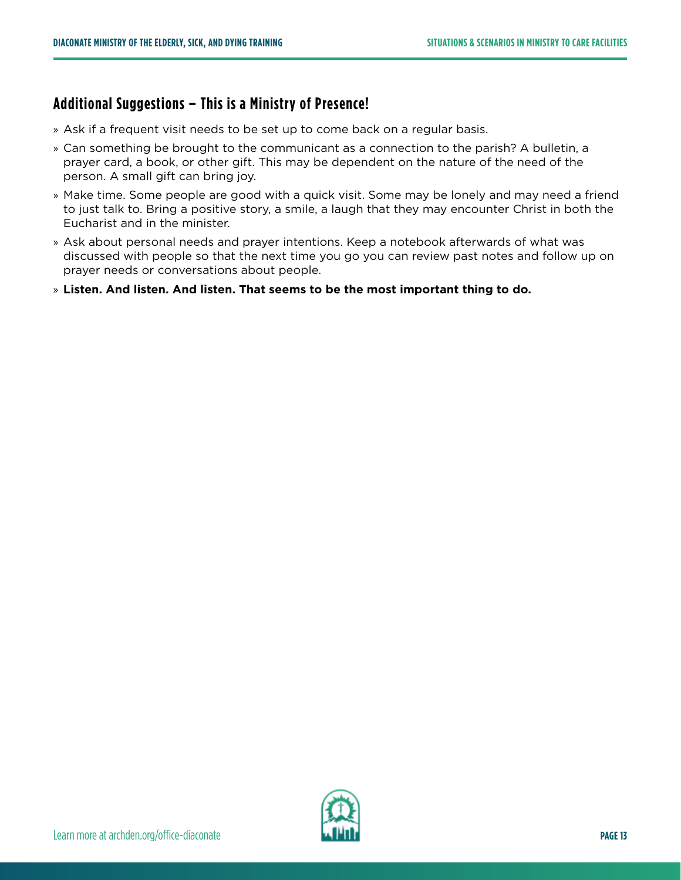## Additional Suggestions – This is a Ministry of Presence!

- Ask if a frequent visit needs to be set up to come back on a regular basis.
- Can something be brought to the communicant as a connection to the parish? A bulletin, a prayer card, a book, or other gift. This may be dependent on the nature of the need of the person. A small gift can bring joy.
- Make time. Some people are good with a quick visit. Some may be lonely and may need a friend to just talk to. Bring a positive story, a smile, a laugh that they may encounter Christ in both the Eucharist and in the minister.
- Ask about personal needs and prayer intentions. Keep a notebook afterwards of what was discussed with people so that the next time you go you can review past notes and follow up on prayer needs or conversations about people.
- **Listen. And listen. And listen. That seems to be the most important thing to do.**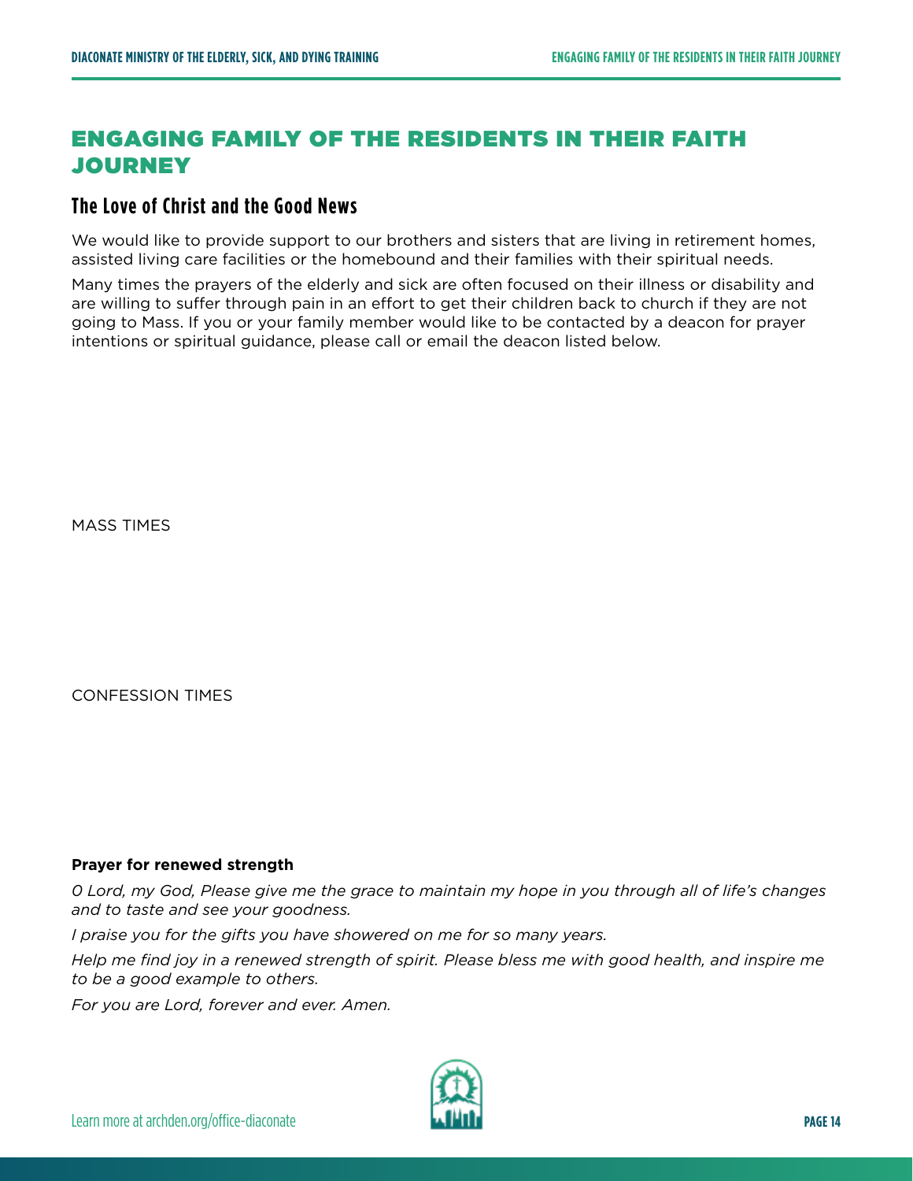# ENGAGING FAMILY OF THE RESIDENTS IN THEIR FAITH JOURNEY

## The Love of Christ and the Good News

We would like to provide support to our brothers and sisters that are living in retirement homes, assisted living care facilities or the homebound and their families with their spiritual needs.

Many times the prayers of the elderly and sick are often focused on their illness or disability and are willing to suffer through pain in an effort to get their children back to church if they are not going to Mass. If you or your family member would like to be contacted by a deacon for prayer intentions or spiritual guidance, please call or email the deacon listed below.

MASS TIMES

CONFESSION TIMES

**Prayer for renewed strength**

*O Lord, my God, Please give me the grace to maintain my hope in you through all of life's changes and to taste and see your goodness.*

*I praise you for the gifts you have showered on me for so many years.*

*Help me find joy in a renewed strength of spirit. Please bless me with good health, and inspire me to be a good example to others.*

*For you are Lord, forever and ever. Amen.*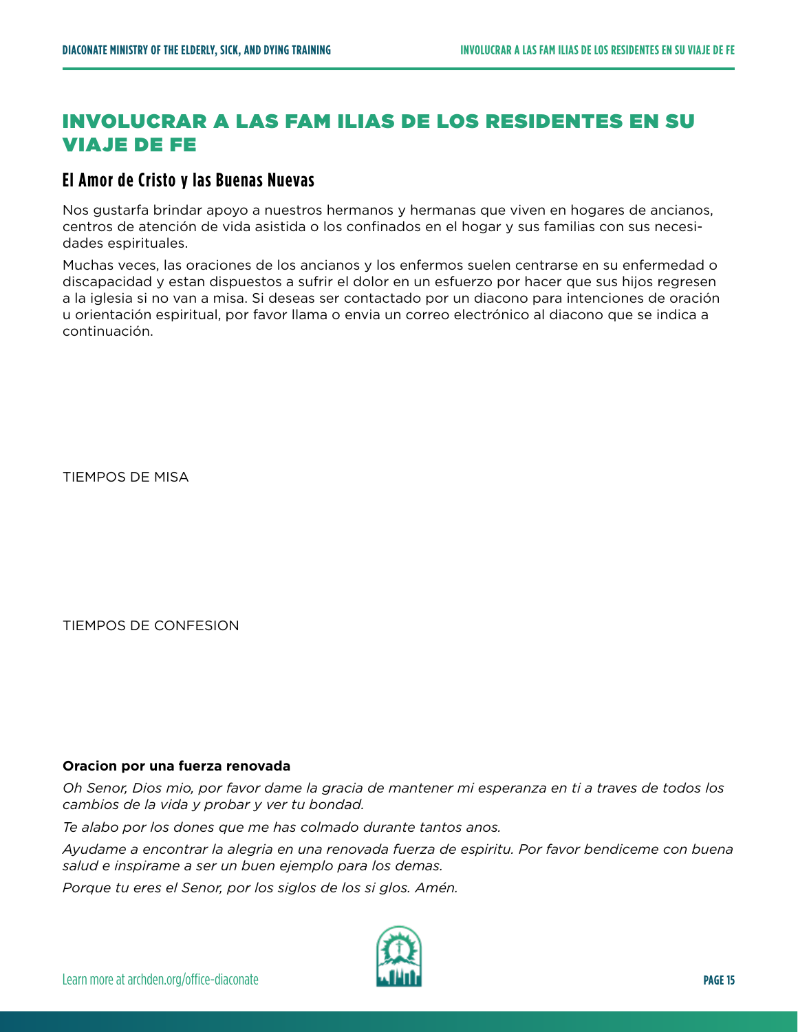# INVOLUCRAR A LAS FAM ILIAS DE LOS RESIDENTES EN SU VIAJE DE FE

## El Amor de Cristo y las Buenas Nuevas

Nos gustarfa brindar apoyo a nuestros hermanos y hermanas que viven en hogares de ancianos, centros de atención de vida asistida o los confinados en el hogar y sus familias con sus necesidades espirituales.

Muchas veces, las oraciones de los ancianos y los enfermos suelen centrarse en su enfermedad o discapacidad y estan dispuestos a sufrir el dolor en un esfuerzo por hacer que sus hijos regresen a la iglesia si no van a misa. Si deseas ser contactado por un diacono para intenciones de oración u orientación espiritual, por favor llama o envia un correo electrónico al diacono que se indica a continuación.

TIEMPOS DE MISA

TIEMPOS DE CONFESION

**Oracion por una fuerza renovada**

*Oh Senor, Dios mio, por favor dame la gracia de mantener mi esperanza en ti a traves de todos los cambios de la vida y probar y ver tu bondad.*

*Te alabo por los dones que me has colmado durante tantos anos.*

*Ayudame a encontrar la alegria en una renovada fuerza de espiritu. Por favor bendiceme con buena salud e inspirame a ser un buen ejemplo para los demas.*

*Porque tu eres el Senor, por los siglos de los si glos. Amén.*

Learn more at archden.org/office-diaconate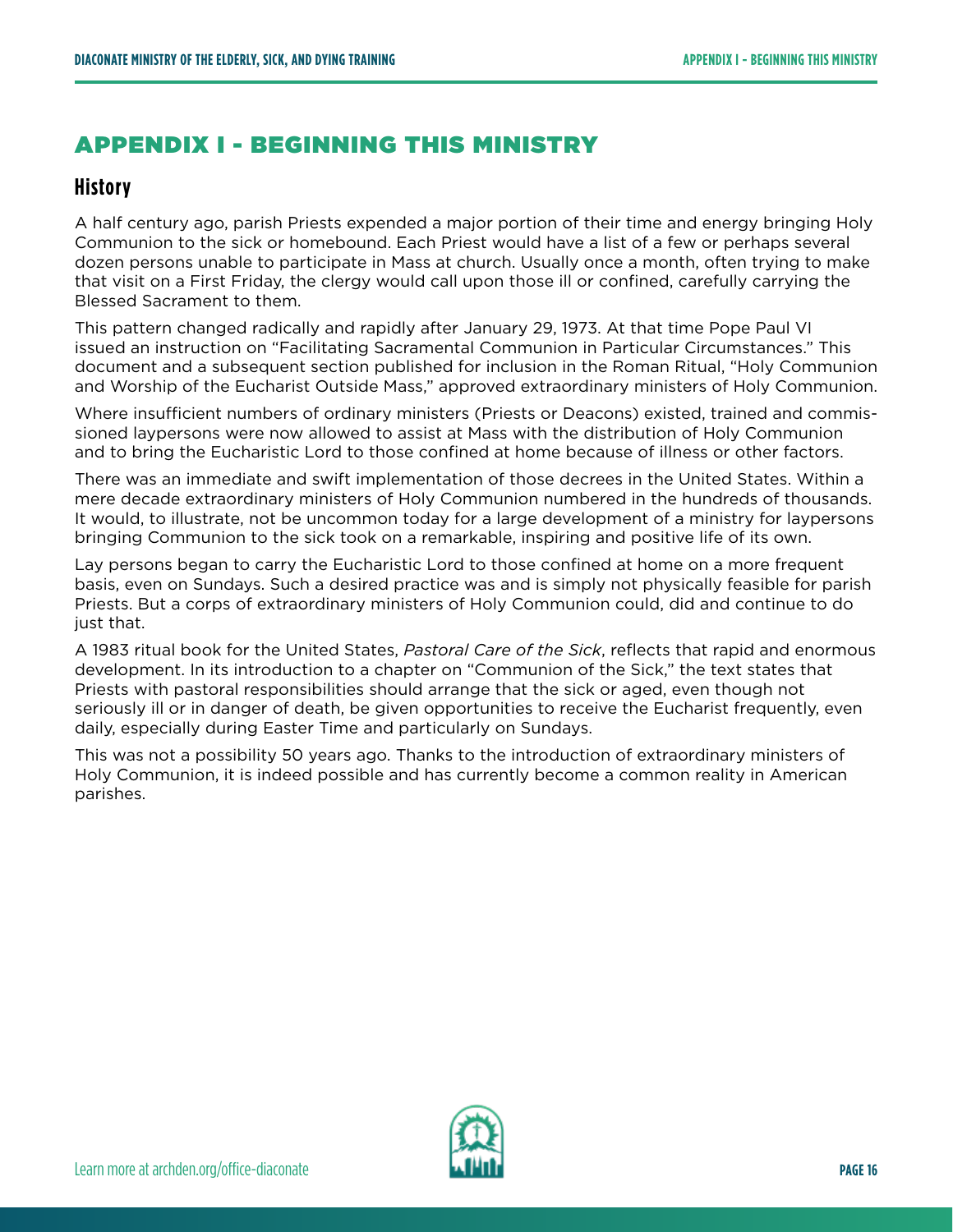# APPENDIX I - BEGINNING THIS MINISTRY

## History

A half century ago, parish Priests expended a major portion of their time and energy bringing Holy Communion to the sick or homebound. Each Priest would have a list of a few or perhaps several dozen persons unable to participate in Mass at church. Usually once a month, often trying to make that visit on a First Friday, the clergy would call upon those ill or confined, carefully carrying the Blessed Sacrament to them.

This pattern changed radically and rapidly after January 29, 1973. At that time Pope Paul VI issued an instruction on "Facilitating Sacramental Communion in Particular Circumstances." This document and a subsequent section published for inclusion in the Roman Ritual, "Holy Communion and Worship of the Eucharist Outside Mass," approved extraordinary ministers of Holy Communion.

Where insufficient numbers of ordinary ministers (Priests or Deacons) existed, trained and commissioned laypersons were now allowed to assist at Mass with the distribution of Holy Communion and to bring the Eucharistic Lord to those confined at home because of illness or other factors.

There was an immediate and swift implementation of those decrees in the United States. Within a mere decade extraordinary ministers of Holy Communion numbered in the hundreds of thousands. It would, to illustrate, not be uncommon today for a large development of a ministry for laypersons bringing Communion to the sick took on a remarkable, inspiring and positive life of its own.

Lay persons began to carry the Eucharistic Lord to those confined at home on a more frequent basis, even on Sundays. Such a desired practice was and is simply not physically feasible for parish Priests. But a corps of extraordinary ministers of Holy Communion could, did and continue to do just that.

A 1983 ritual book for the United States, *Pastoral Care of the Sick*, reflects that rapid and enormous development. In its introduction to a chapter on "Communion of the Sick," the text states that Priests with pastoral responsibilities should arrange that the sick or aged, even though not seriously ill or in danger of death, be given opportunities to receive the Eucharist frequently, even daily, especially during Easter Time and particularly on Sundays.

This was not a possibility 50 years ago. Thanks to the introduction of extraordinary ministers of Holy Communion, it is indeed possible and has currently become a common reality in American parishes.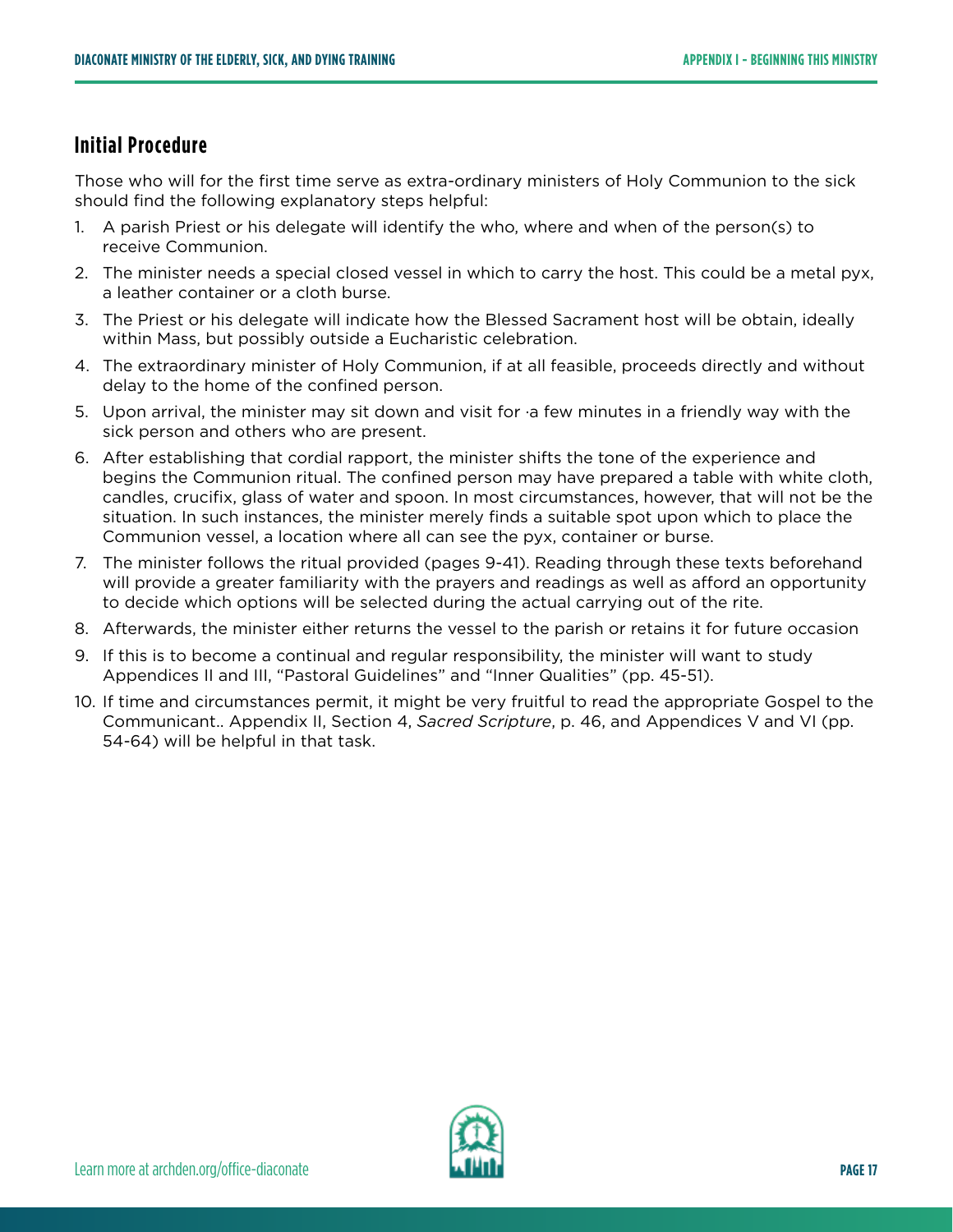## Initial Procedure

Those who will for the first time serve as extra-ordinary ministers of Holy Communion to the sick should find the following explanatory steps helpful:

1. A parish Priest or his delegate will identify the who, where and when of the person(s) to receive Communion.
2. The minister needs a special closed vessel in which to carry the host. This could be a metal pyx, a leather container or a cloth burse.
3. The Priest or his delegate will indicate how the Blessed Sacrament host will be obtain, ideally within Mass, but possibly outside a Eucharistic celebration.
4. The extraordinary minister of Holy Communion, if at all feasible, proceeds directly and without delay to the home of the confined person.
5. Upon arrival, the minister may sit down and visit for ·a few minutes in a friendly way with the sick person and others who are present.
6. After establishing that cordial rapport, the minister shifts the tone of the experience and begins the Communion ritual. The confined person may have prepared a table with white cloth, candles, crucifix, glass of water and spoon. In most circumstances, however, that will not be the situation. In such instances, the minister merely finds a suitable spot upon which to place the Communion vessel, a location where all can see the pyx, container or burse.
7. The minister follows the ritual provided (pages 9-41). Reading through these texts beforehand will provide a greater familiarity with the prayers and readings as well as afford an opportunity to decide which options will be selected during the actual carrying out of the rite.
8. Afterwards, the minister either returns the vessel to the parish or retains it for future occasion
9. If this is to become a continual and regular responsibility, the minister will want to study Appendices II and III, "Pastoral Guidelines" and "Inner Qualities" (pp. 45-51).
10. If time and circumstances permit, it might be very fruitful to read the appropriate Gospel to the Communicant.. Appendix II, Section 4, *Sacred Scripture*, p. 46, and Appendices V and VI (pp. 54-64) will be helpful in that task.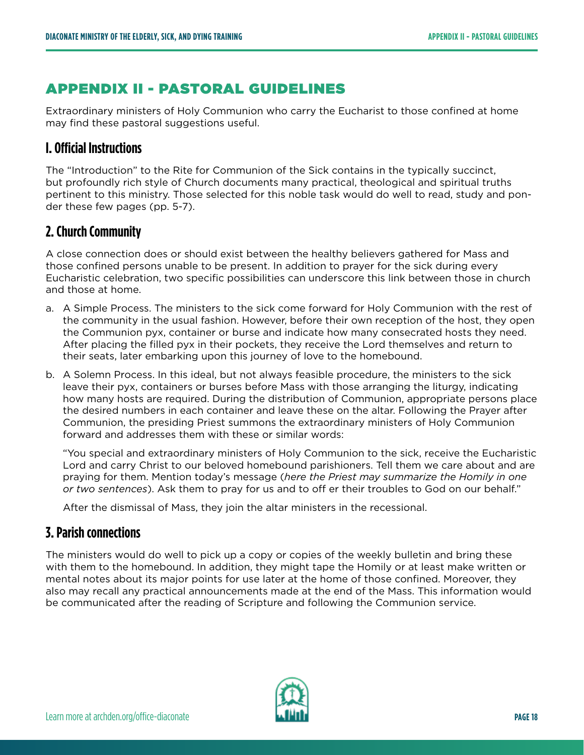# APPENDIX II - PASTORAL GUIDELINES

Extraordinary ministers of Holy Communion who carry the Eucharist to those confined at home may find these pastoral suggestions useful.

## I. Official Instructions

The "Introduction" to the Rite for Communion of the Sick contains in the typically succinct, but profoundly rich style of Church documents many practical, theological and spiritual truths pertinent to this ministry. Those selected for this noble task would do well to read, study and ponder these few pages (pp. 5-7).

## 2. Church Community

A close connection does or should exist between the healthy believers gathered for Mass and those confined persons unable to be present. In addition to prayer for the sick during every Eucharistic celebration, two specific possibilities can underscore this link between those in church and those at home.

a. A Simple Process. The ministers to the sick come forward for Holy Communion with the rest of the community in the usual fashion. However, before their own reception of the host, they open the Communion pyx, container or burse and indicate how many consecrated hosts they need. After placing the filled pyx in their pockets, they receive the Lord themselves and return to their seats, later embarking upon this journey of love to the homebound.

b. A Solemn Process. In this ideal, but not always feasible procedure, the ministers to the sick leave their pyx, containers or burses before Mass with those arranging the liturgy, indicating how many hosts are required. During the distribution of Communion, appropriate persons place the desired numbers in each container and leave these on the altar. Following the Prayer after Communion, the presiding Priest summons the extraordinary ministers of Holy Communion forward and addresses them with these or similar words:

   "You special and extraordinary ministers of Holy Communion to the sick, receive the Eucharistic Lord and carry Christ to our beloved homebound parishioners. Tell them we care about and are praying for them. Mention today's message (*here the Priest may summarize the Homily in one or two sentences*). Ask them to pray for us and to off er their troubles to God on our behalf."

   After the dismissal of Mass, they join the altar ministers in the recessional.

## 3. Parish connections

The ministers would do well to pick up a copy or copies of the weekly bulletin and bring these with them to the homebound. In addition, they might tape the Homily or at least make written or mental notes about its major points for use later at the home of those confined. Moreover, they also may recall any practical announcements made at the end of the Mass. This information would be communicated after the reading of Scripture and following the Communion service.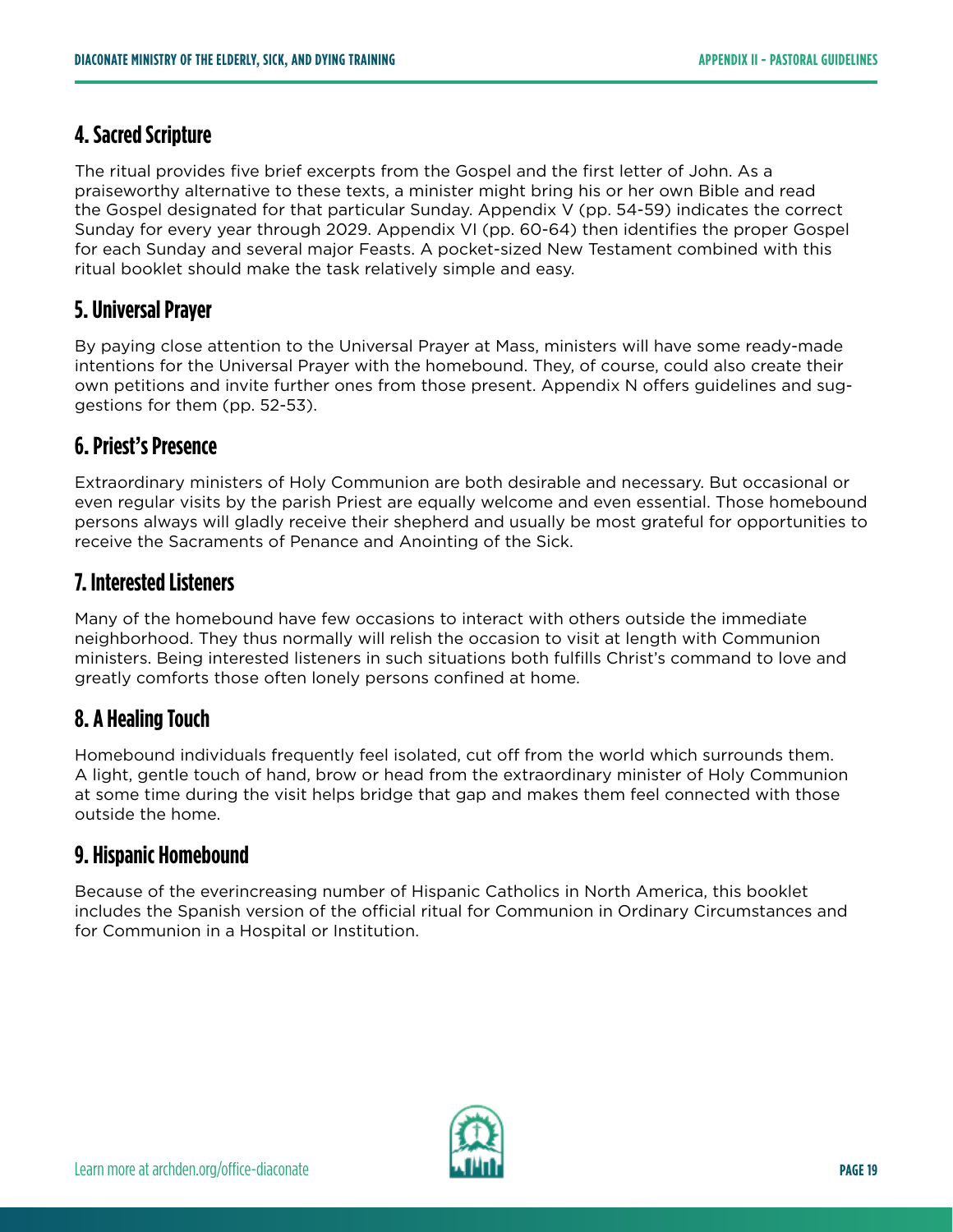## 4. Sacred Scripture

The ritual provides five brief excerpts from the Gospel and the first letter of John. As a praiseworthy alternative to these texts, a minister might bring his or her own Bible and read the Gospel designated for that particular Sunday. Appendix V (pp. 54-59) indicates the correct Sunday for every year through 2029. Appendix VI (pp. 60-64) then identifies the proper Gospel for each Sunday and several major Feasts. A pocket-sized New Testament combined with this ritual booklet should make the task relatively simple and easy.

## 5. Universal Prayer

By paying close attention to the Universal Prayer at Mass, ministers will have some ready-made intentions for the Universal Prayer with the homebound. They, of course, could also create their own petitions and invite further ones from those present. Appendix N offers guidelines and suggestions for them (pp. 52-53).

## 6. Priest's Presence

Extraordinary ministers of Holy Communion are both desirable and necessary. But occasional or even regular visits by the parish Priest are equally welcome and even essential. Those homebound persons always will gladly receive their shepherd and usually be most grateful for opportunities to receive the Sacraments of Penance and Anointing of the Sick.

## 7. Interested Listeners

Many of the homebound have few occasions to interact with others outside the immediate neighborhood. They thus normally will relish the occasion to visit at length with Communion ministers. Being interested listeners in such situations both fulfills Christ's command to love and greatly comforts those often lonely persons confined at home.

## 8. A Healing Touch

Homebound individuals frequently feel isolated, cut off from the world which surrounds them. A light, gentle touch of hand, brow or head from the extraordinary minister of Holy Communion at some time during the visit helps bridge that gap and makes them feel connected with those outside the home.

## 9. Hispanic Homebound

Because of the everincreasing number of Hispanic Catholics in North America, this booklet includes the Spanish version of the official ritual for Communion in Ordinary Circumstances and for Communion in a Hospital or Institution.

Learn more at archden.org/office-diaconate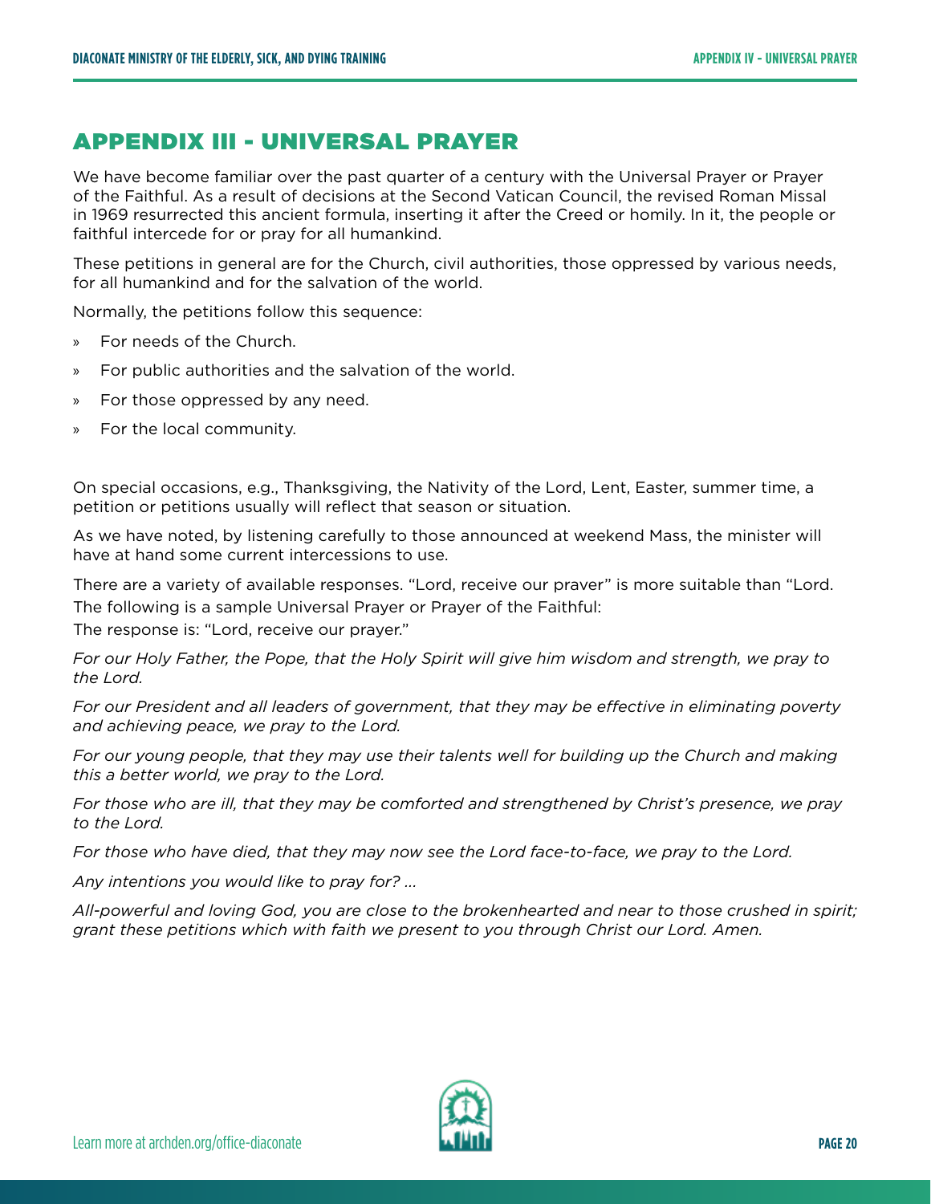# APPENDIX III - UNIVERSAL PRAYER

We have become familiar over the past quarter of a century with the Universal Prayer or Prayer of the Faithful. As a result of decisions at the Second Vatican Council, the revised Roman Missal in 1969 resurrected this ancient formula, inserting it after the Creed or homily. In it, the people or faithful intercede for or pray for all humankind.

These petitions in general are for the Church, civil authorities, those oppressed by various needs, for all humankind and for the salvation of the world.

Normally, the petitions follow this sequence:

- For needs of the Church.
- For public authorities and the salvation of the world.
- For those oppressed by any need.
- For the local community.

On special occasions, e.g., Thanksgiving, the Nativity of the Lord, Lent, Easter, summer time, a petition or petitions usually will reflect that season or situation.

As we have noted, by listening carefully to those announced at weekend Mass, the minister will have at hand some current intercessions to use.

There are a variety of available responses. "Lord, receive our praver" is more suitable than "Lord.

The following is a sample Universal Prayer or Prayer of the Faithful:

The response is: "Lord, receive our prayer."

*For our Holy Father, the Pope, that the Holy Spirit will give him wisdom and strength, we pray to the Lord.*

*For our President and all leaders of government, that they may be effective in eliminating poverty and achieving peace, we pray to the Lord.*

*For our young people, that they may use their talents well for building up the Church and making this a better world, we pray to the Lord.*

*For those who are ill, that they may be comforted and strengthened by Christ's presence, we pray to the Lord.*

*For those who have died, that they may now see the Lord face-to-face, we pray to the Lord.*

*Any intentions you would like to pray for? ...*

*All-powerful and loving God, you are close to the brokenhearted and near to those crushed in spirit; grant these petitions which with faith we present to you through Christ our Lord. Amen.*